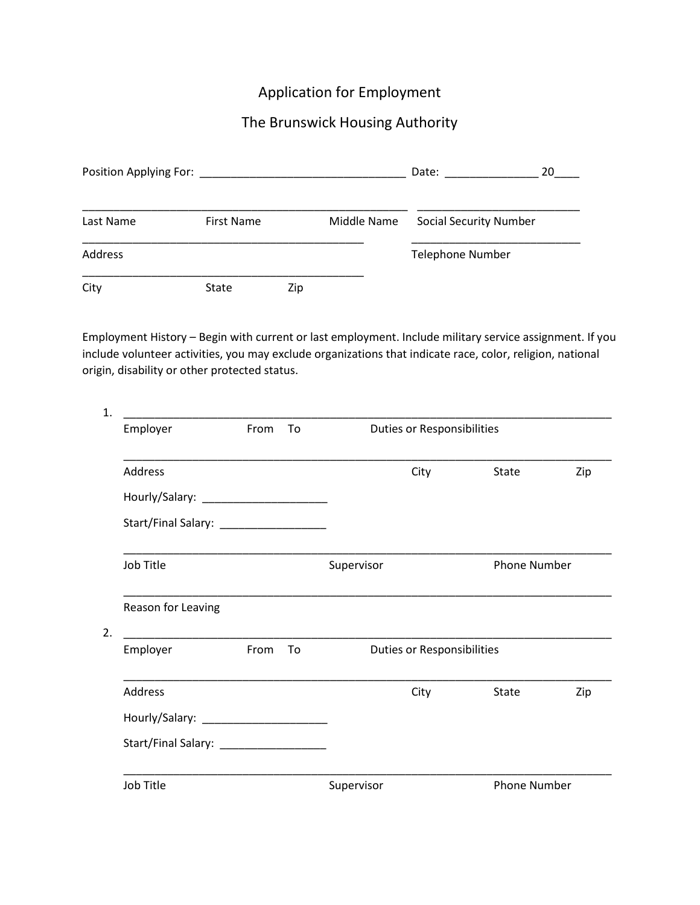# Application for Employment

## The Brunswick Housing Authority

Position Applying For: ________________________________ Date: _______________ 20____

_____________________________________________________ ___________________________

Last Name First Name Middle Name Social Security Number

_____________________________________________ ___________________________

Address Telephone Number

_____________________________________________

City State Zip

Employment History – Begin with current or last employment. Include military service assignment. If you include volunteer activities, you may exclude organizations that indicate race, color, religion, national origin, disability or other protected status.

1. ______________________________________________________________________________

   Employer From To Duties or Responsibilities

   ______________________________________________________________________________

   Address City State Zip

   Hourly/Salary: ____________________

   Start/Final Salary: _________________

   ______________________________________________________________________________

   Job Title Supervisor Phone Number

   ______________________________________________________________________________

   Reason for Leaving

2. ______________________________________________________________________________

   Employer From To Duties or Responsibilities

   ______________________________________________________________________________

   Address City State Zip

   Hourly/Salary: ____________________

   Start/Final Salary: _________________

   ______________________________________________________________________________

   Job Title Supervisor Phone Number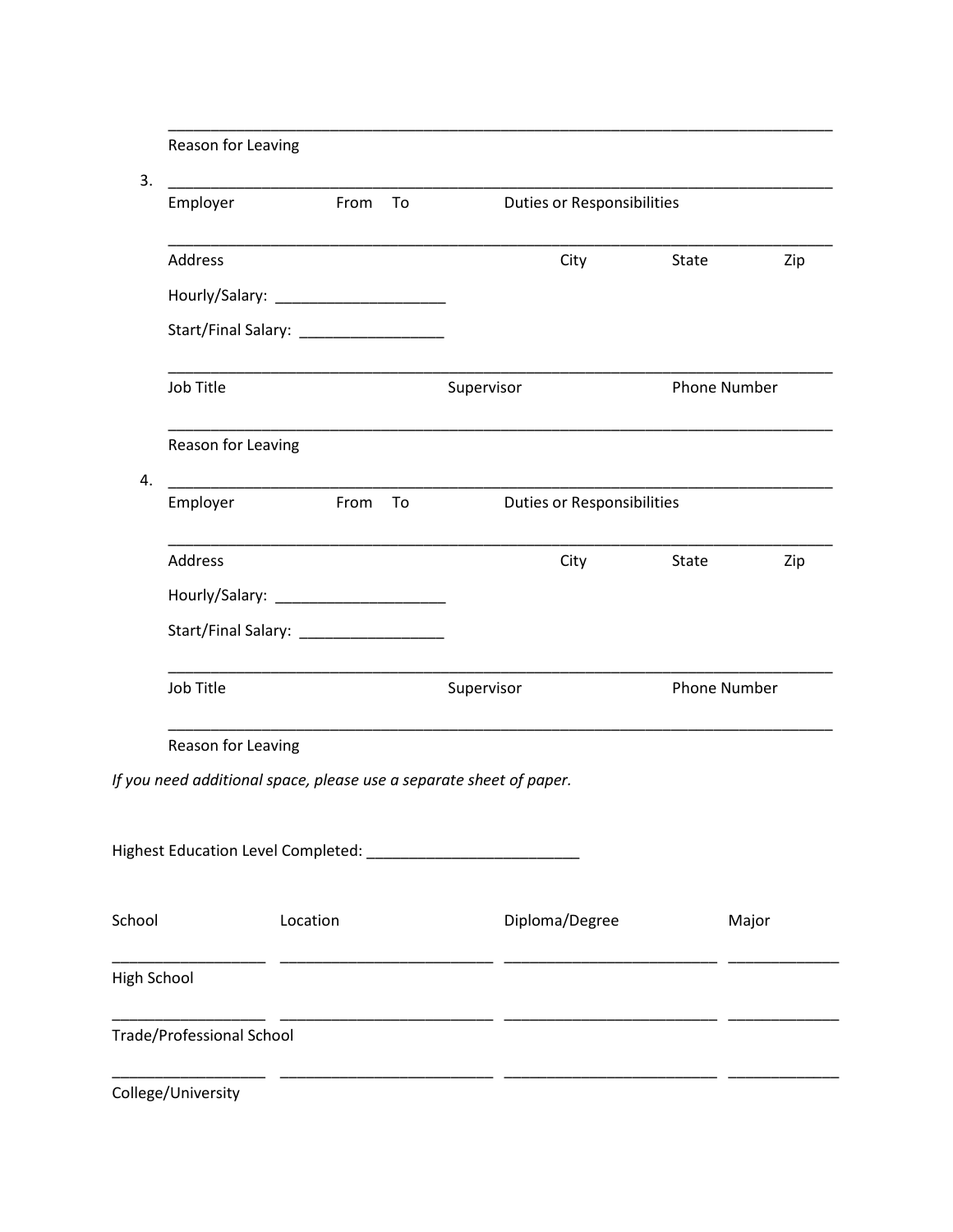\_\_\_\_\_\_\_\_\_\_\_\_\_\_\_\_\_\_\_\_\_\_\_\_\_\_\_\_\_\_\_\_\_\_\_\_\_\_\_\_\_\_\_\_\_\_\_\_\_\_\_\_\_\_\_\_\_\_\_\_\_\_\_\_\_\_\_\_\_\_\_\_\_\_

Reason for Leaving

3. \_\_\_\_\_\_\_\_\_\_\_\_\_\_\_\_\_\_\_\_\_\_\_\_\_\_\_\_\_\_\_\_\_\_\_\_\_\_\_\_\_\_\_\_\_\_\_\_\_\_\_\_\_\_\_\_\_\_\_\_\_\_\_\_\_\_\_\_\_\_\_\_\_\_

Employer From To Duties or Responsibilities

\_\_\_\_\_\_\_\_\_\_\_\_\_\_\_\_\_\_\_\_\_\_\_\_\_\_\_\_\_\_\_\_\_\_\_\_\_\_\_\_\_\_\_\_\_\_\_\_\_\_\_\_\_\_\_\_\_\_\_\_\_\_\_\_\_\_\_\_\_\_\_\_\_\_

Address City State Zip

Hourly/Salary: \_\_\_\_\_\_\_\_\_\_\_\_\_\_\_\_\_\_\_\_

Start/Final Salary: \_\_\_\_\_\_\_\_\_\_\_\_\_\_\_\_\_

\_\_\_\_\_\_\_\_\_\_\_\_\_\_\_\_\_\_\_\_\_\_\_\_\_\_\_\_\_\_\_\_\_\_\_\_\_\_\_\_\_\_\_\_\_\_\_\_\_\_\_\_\_\_\_\_\_\_\_\_\_\_\_\_\_\_\_\_\_\_\_\_\_\_

Job Title Supervisor Phone Number

\_\_\_\_\_\_\_\_\_\_\_\_\_\_\_\_\_\_\_\_\_\_\_\_\_\_\_\_\_\_\_\_\_\_\_\_\_\_\_\_\_\_\_\_\_\_\_\_\_\_\_\_\_\_\_\_\_\_\_\_\_\_\_\_\_\_\_\_\_\_\_\_\_\_

Reason for Leaving

4. \_\_\_\_\_\_\_\_\_\_\_\_\_\_\_\_\_\_\_\_\_\_\_\_\_\_\_\_\_\_\_\_\_\_\_\_\_\_\_\_\_\_\_\_\_\_\_\_\_\_\_\_\_\_\_\_\_\_\_\_\_\_\_\_\_\_\_\_\_\_\_\_\_\_

Employer From To Duties or Responsibilities

\_\_\_\_\_\_\_\_\_\_\_\_\_\_\_\_\_\_\_\_\_\_\_\_\_\_\_\_\_\_\_\_\_\_\_\_\_\_\_\_\_\_\_\_\_\_\_\_\_\_\_\_\_\_\_\_\_\_\_\_\_\_\_\_\_\_\_\_\_\_\_\_\_\_

Address City State Zip

Hourly/Salary: \_\_\_\_\_\_\_\_\_\_\_\_\_\_\_\_\_\_\_\_

Start/Final Salary: \_\_\_\_\_\_\_\_\_\_\_\_\_\_\_\_\_

\_\_\_\_\_\_\_\_\_\_\_\_\_\_\_\_\_\_\_\_\_\_\_\_\_\_\_\_\_\_\_\_\_\_\_\_\_\_\_\_\_\_\_\_\_\_\_\_\_\_\_\_\_\_\_\_\_\_\_\_\_\_\_\_\_\_\_\_\_\_\_\_\_\_

Job Title Supervisor Phone Number

\_\_\_\_\_\_\_\_\_\_\_\_\_\_\_\_\_\_\_\_\_\_\_\_\_\_\_\_\_\_\_\_\_\_\_\_\_\_\_\_\_\_\_\_\_\_\_\_\_\_\_\_\_\_\_\_\_\_\_\_\_\_\_\_\_\_\_\_\_\_\_\_\_\_

Reason for Leaving

*If you need additional space, please use a separate sheet of paper.*

Highest Education Level Completed: \_\_\_\_\_\_\_\_\_\_\_\_\_\_\_\_\_\_\_\_\_\_\_\_\_

| School | Location | Diploma/Degree | Major |
|---|---|---|---|
| High School | | | |
| Trade/Professional School | | | |
| College/University | | | |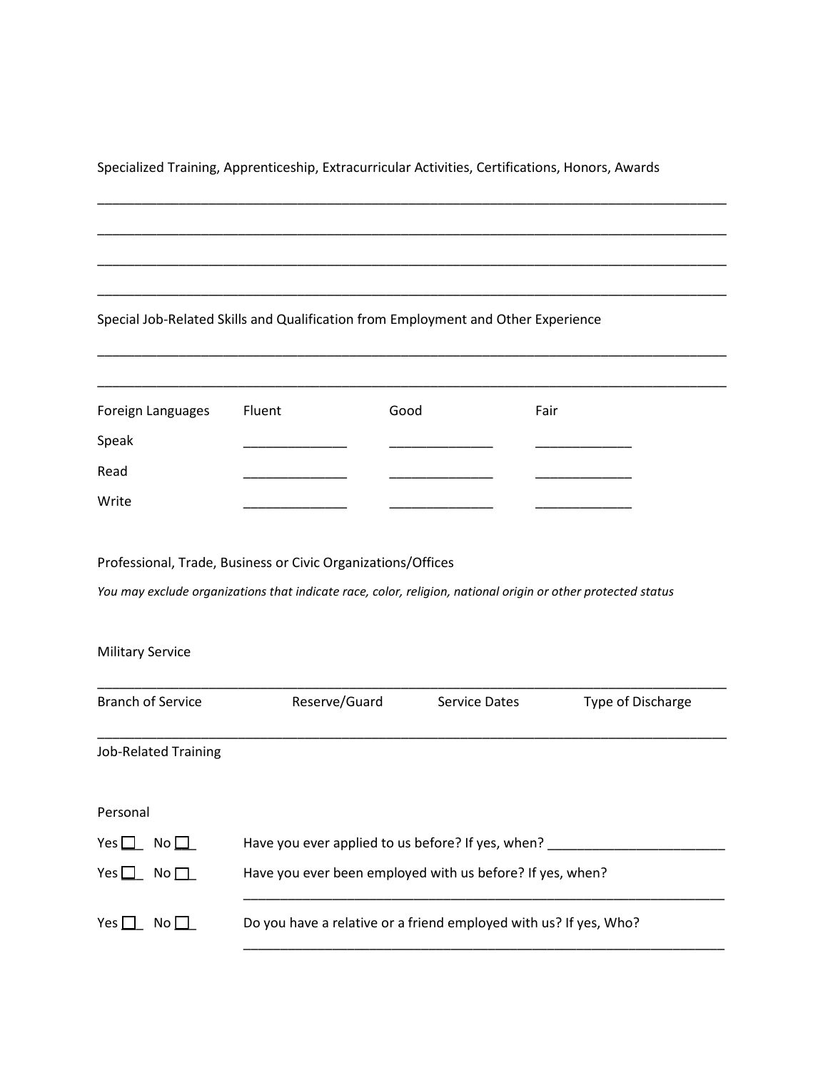Specialized Training, Apprenticeship, Extracurricular Activities, Certifications, Honors, Awards

___________________________________________________________________________

___________________________________________________________________________

___________________________________________________________________________

___________________________________________________________________________

Special Job-Related Skills and Qualification from Employment and Other Experience

___________________________________________________________________________

___________________________________________________________________________

| Foreign Languages | Fluent | Good | Fair |
|---|---|---|---|
| Speak | ______________ | ______________ | _____________ |
| Read | ______________ | ______________ | _____________ |
| Write | ______________ | ______________ | _____________ |

Professional, Trade, Business or Civic Organizations/Offices

*You may exclude organizations that indicate race, color, religion, national origin or other protected status*

Military Service

___________________________________________________________________________

| Branch of Service | Reserve/Guard | Service Dates | Type of Discharge |
|---|---|---|---|

___________________________________________________________________________

Job-Related Training

Personal

Yes ☐ No ☐ Have you ever applied to us before? If yes, when? ________________________

Yes ☐ No ☐ Have you ever been employed with us before? If yes, when?

___________________________________________________________________

Yes ☐ No ☐ Do you have a relative or a friend employed with us? If yes, Who?

___________________________________________________________________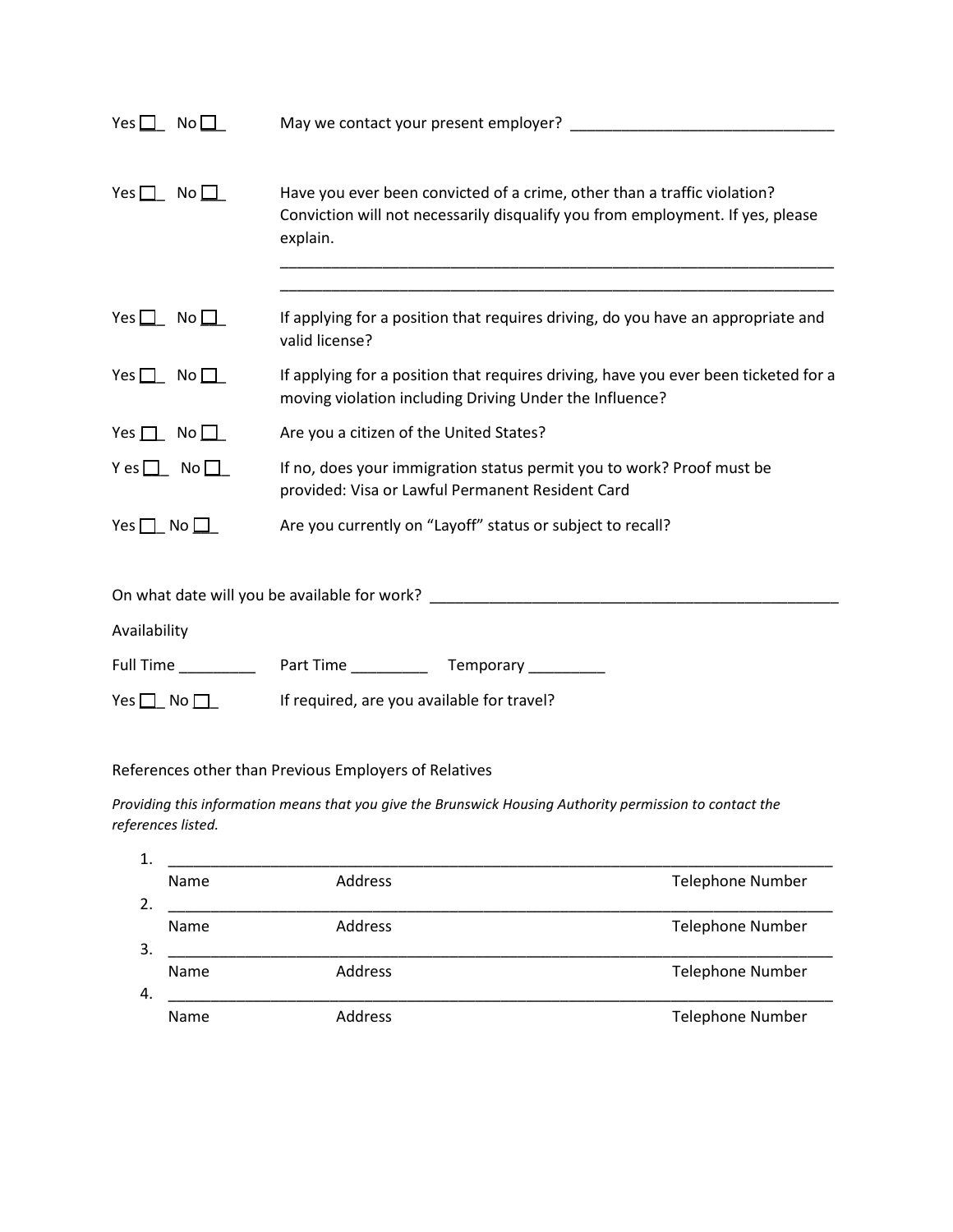Yes ☐ No ☐ May we contact your present employer? ______________________________

Yes ☐ No ☐ Have you ever been convicted of a crime, other than a traffic violation? Conviction will not necessarily disqualify you from employment. If yes, please explain.

_________________________________________________________________

_________________________________________________________________

Yes ☐ No ☐ If applying for a position that requires driving, do you have an appropriate and valid license?

Yes ☐ No ☐ If applying for a position that requires driving, have you ever been ticketed for a moving violation including Driving Under the Influence?

Yes ☐ No ☐ Are you a citizen of the United States?

Y es ☐ No ☐ If no, does your immigration status permit you to work? Proof must be provided: Visa or Lawful Permanent Resident Card

Yes ☐ No ☐ Are you currently on "Layoff" status or subject to recall?

On what date will you be available for work? _______________________________________________

Availability

Full Time _________ Part Time _________ Temporary _________

Yes ☐ No ☐ If required, are you available for travel?

References other than Previous Employers of Relatives

*Providing this information means that you give the Brunswick Housing Authority permission to contact the references listed.*

1. ______________________________________________________________________________
   Name Address Telephone Number
2. ______________________________________________________________________________
   Name Address Telephone Number
3. ______________________________________________________________________________
   Name Address Telephone Number
4. ______________________________________________________________________________
   Name Address Telephone Number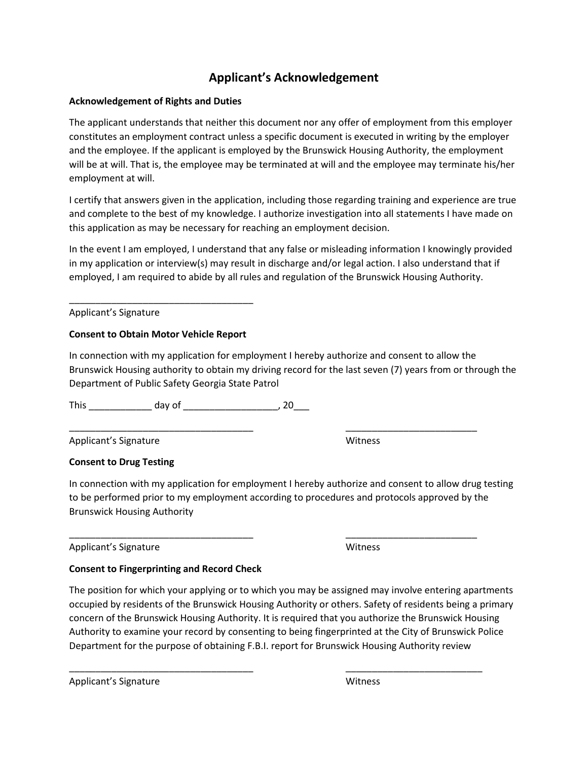# Applicant's Acknowledgement

**Acknowledgement of Rights and Duties**

The applicant understands that neither this document nor any offer of employment from this employer constitutes an employment contract unless a specific document is executed in writing by the employer and the employee. If the applicant is employed by the Brunswick Housing Authority, the employment will be at will. That is, the employee may be terminated at will and the employee may terminate his/her employment at will.

I certify that answers given in the application, including those regarding training and experience are true and complete to the best of my knowledge. I authorize investigation into all statements I have made on this application as may be necessary for reaching an employment decision.

In the event I am employed, I understand that any false or misleading information I knowingly provided in my application or interview(s) may result in discharge and/or legal action. I also understand that if employed, I am required to abide by all rules and regulation of the Brunswick Housing Authority.

___________________________________
Applicant's Signature

**Consent to Obtain Motor Vehicle Report**

In connection with my application for employment I hereby authorize and consent to allow the Brunswick Housing authority to obtain my driving record for the last seven (7) years from or through the Department of Public Safety Georgia State Patrol

This ____________ day of __________________, 20___

___________________________________ ________________________
Applicant's Signature Witness

**Consent to Drug Testing**

In connection with my application for employment I hereby authorize and consent to allow drug testing to be performed prior to my employment according to procedures and protocols approved by the Brunswick Housing Authority

___________________________________ ________________________
Applicant's Signature Witness

**Consent to Fingerprinting and Record Check**

The position for which your applying or to which you may be assigned may involve entering apartments occupied by residents of the Brunswick Housing Authority or others. Safety of residents being a primary concern of the Brunswick Housing Authority. It is required that you authorize the Brunswick Housing Authority to examine your record by consenting to being fingerprinted at the City of Brunswick Police Department for the purpose of obtaining F.B.I. report for Brunswick Housing Authority review

___________________________________ ________________________
Applicant's Signature Witness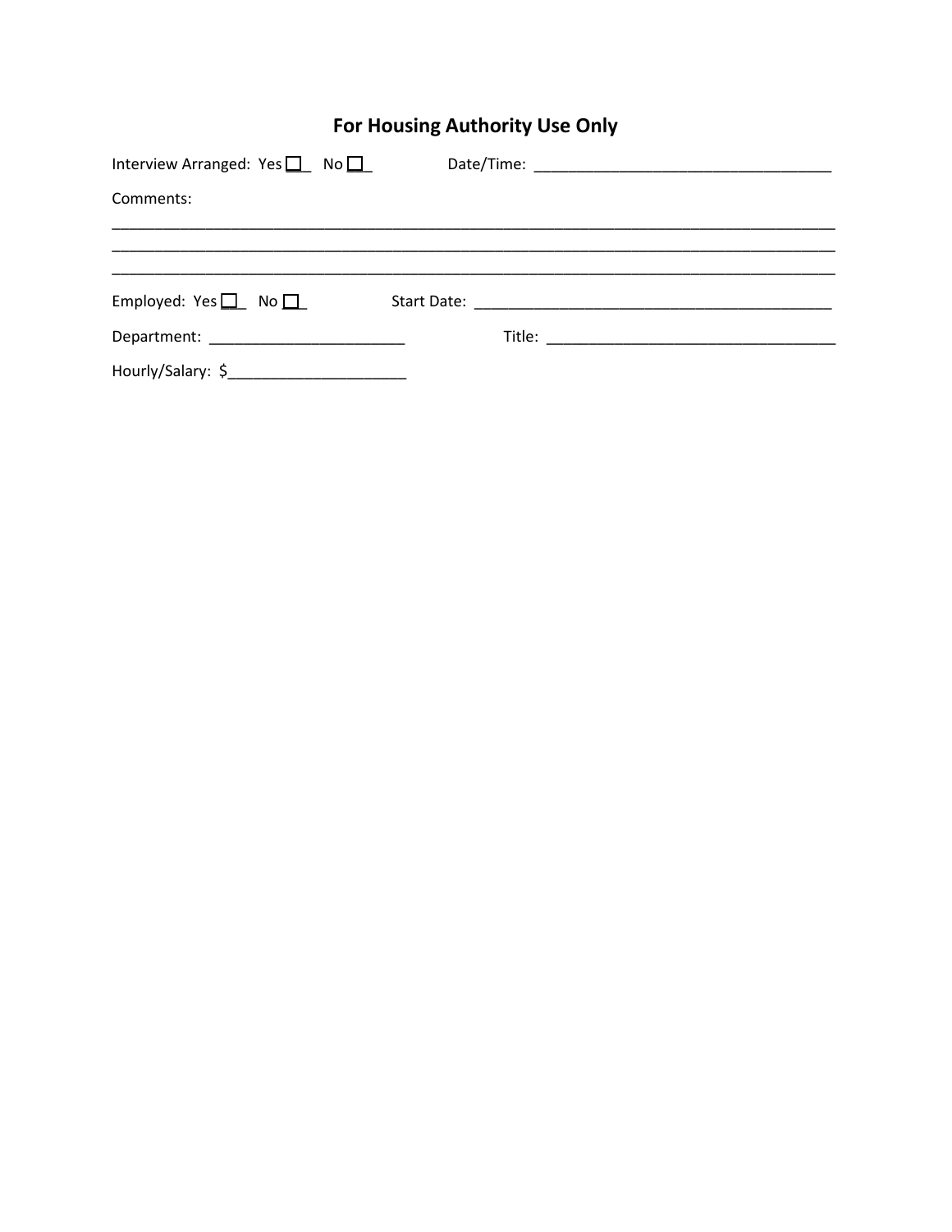## For Housing Authority Use Only

Interview Arranged: Yes ☐ No ☐ Date/Time: ___________________________________

Comments:

_____________________________________________________________________________________
_____________________________________________________________________________________
_____________________________________________________________________________________

Employed: Yes ☐ No ☐ Start Date: ____________________________________________

Department: ________________________ Title: ____________________________________

Hourly/Salary: $_____________________